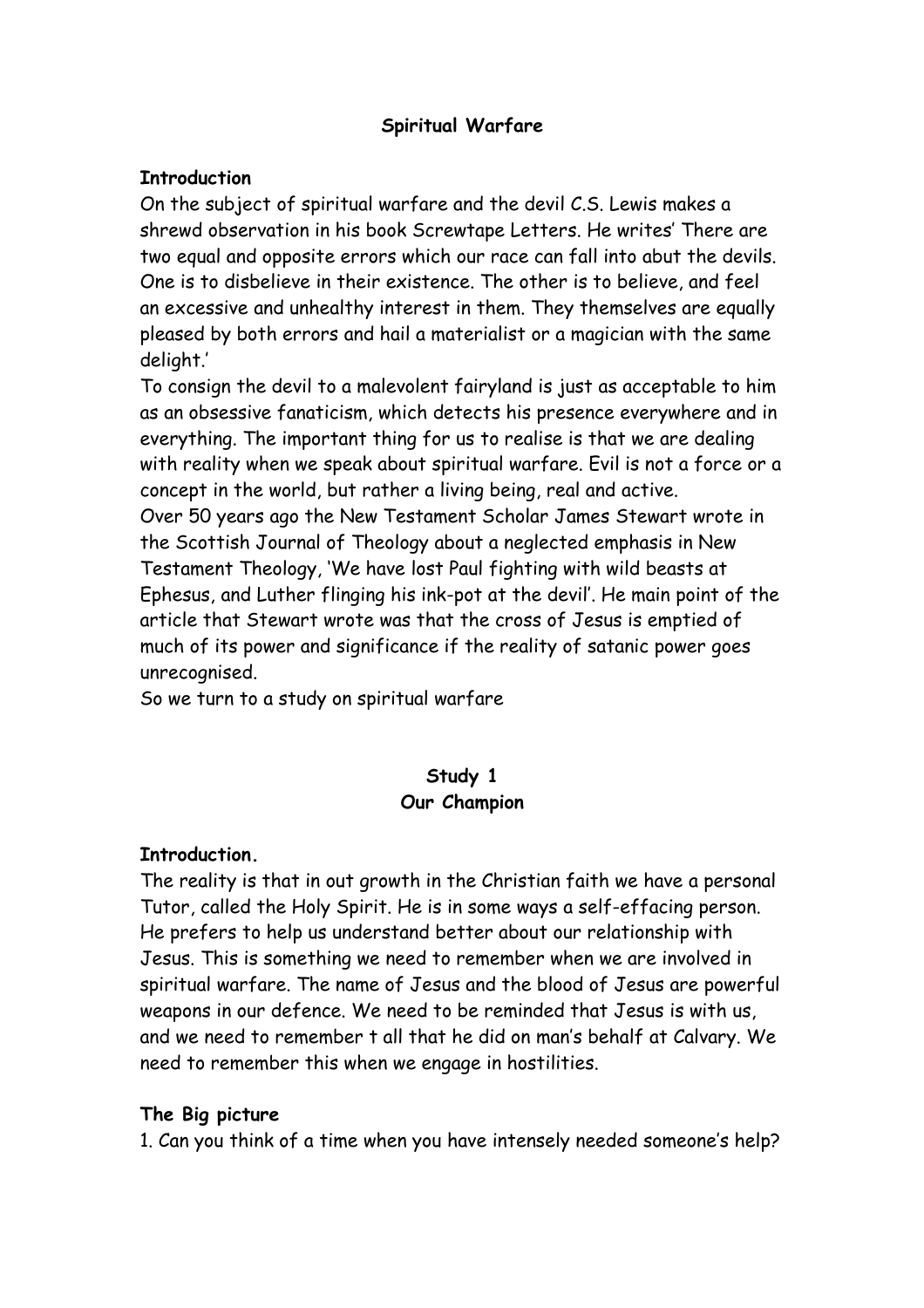# Spiritual Warfare

## Introduction

On the subject of spiritual warfare and the devil C.S. Lewis makes a shrewd observation in his book Screwtape Letters. He writes' There are two equal and opposite errors which our race can fall into abut the devils. One is to disbelieve in their existence. The other is to believe, and feel an excessive and unhealthy interest in them. They themselves are equally pleased by both errors and hail a materialist or a magician with the same delight.'

To consign the devil to a malevolent fairyland is just as acceptable to him as an obsessive fanaticism, which detects his presence everywhere and in everything. The important thing for us to realise is that we are dealing with reality when we speak about spiritual warfare. Evil is not a force or a concept in the world, but rather a living being, real and active.

Over 50 years ago the New Testament Scholar James Stewart wrote in the Scottish Journal of Theology about a neglected emphasis in New Testament Theology, 'We have lost Paul fighting with wild beasts at Ephesus, and Luther flinging his ink-pot at the devil'. He main point of the article that Stewart wrote was that the cross of Jesus is emptied of much of its power and significance if the reality of satanic power goes unrecognised.

So we turn to a study on spiritual warfare

## Study 1
## Our Champion

### Introduction.

The reality is that in out growth in the Christian faith we have a personal Tutor, called the Holy Spirit. He is in some ways a self-effacing person. He prefers to help us understand better about our relationship with Jesus. This is something we need to remember when we are involved in spiritual warfare. The name of Jesus and the blood of Jesus are powerful weapons in our defence. We need to be reminded that Jesus is with us, and we need to remember t all that he did on man's behalf at Calvary. We need to remember this when we engage in hostilities.

### The Big picture

1. Can you think of a time when you have intensely needed someone's help?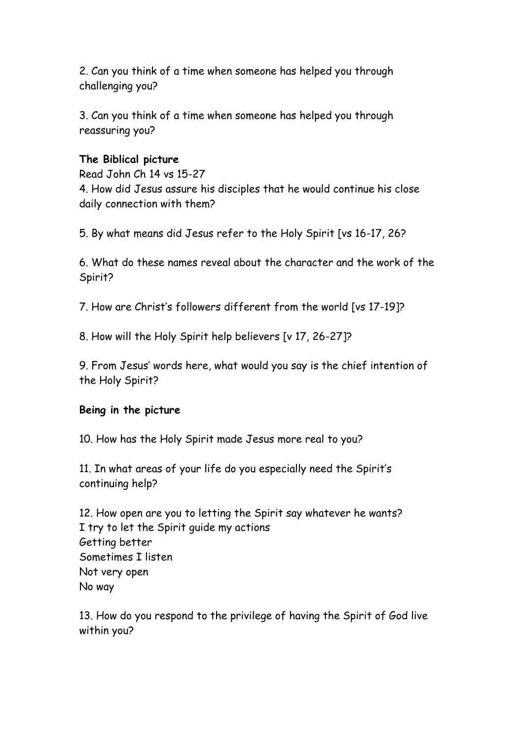2. Can you think of a time when someone has helped you through challenging you?

3. Can you think of a time when someone has helped you through reassuring you?

**The Biblical picture**

Read John Ch 14 vs 15-27

4. How did Jesus assure his disciples that he would continue his close daily connection with them?

5. By what means did Jesus refer to the Holy Spirit [vs 16-17, 26?

6. What do these names reveal about the character and the work of the Spirit?

7. How are Christ's followers different from the world [vs 17-19]?

8. How will the Holy Spirit help believers [v 17, 26-27]?

9. From Jesus' words here, what would you say is the chief intention of the Holy Spirit?

**Being in the picture**

10. How has the Holy Spirit made Jesus more real to you?

11. In what areas of your life do you especially need the Spirit's continuing help?

12. How open are you to letting the Spirit say whatever he wants?
I try to let the Spirit guide my actions
Getting better
Sometimes I listen
Not very open
No way

13. How do you respond to the privilege of having the Spirit of God live within you?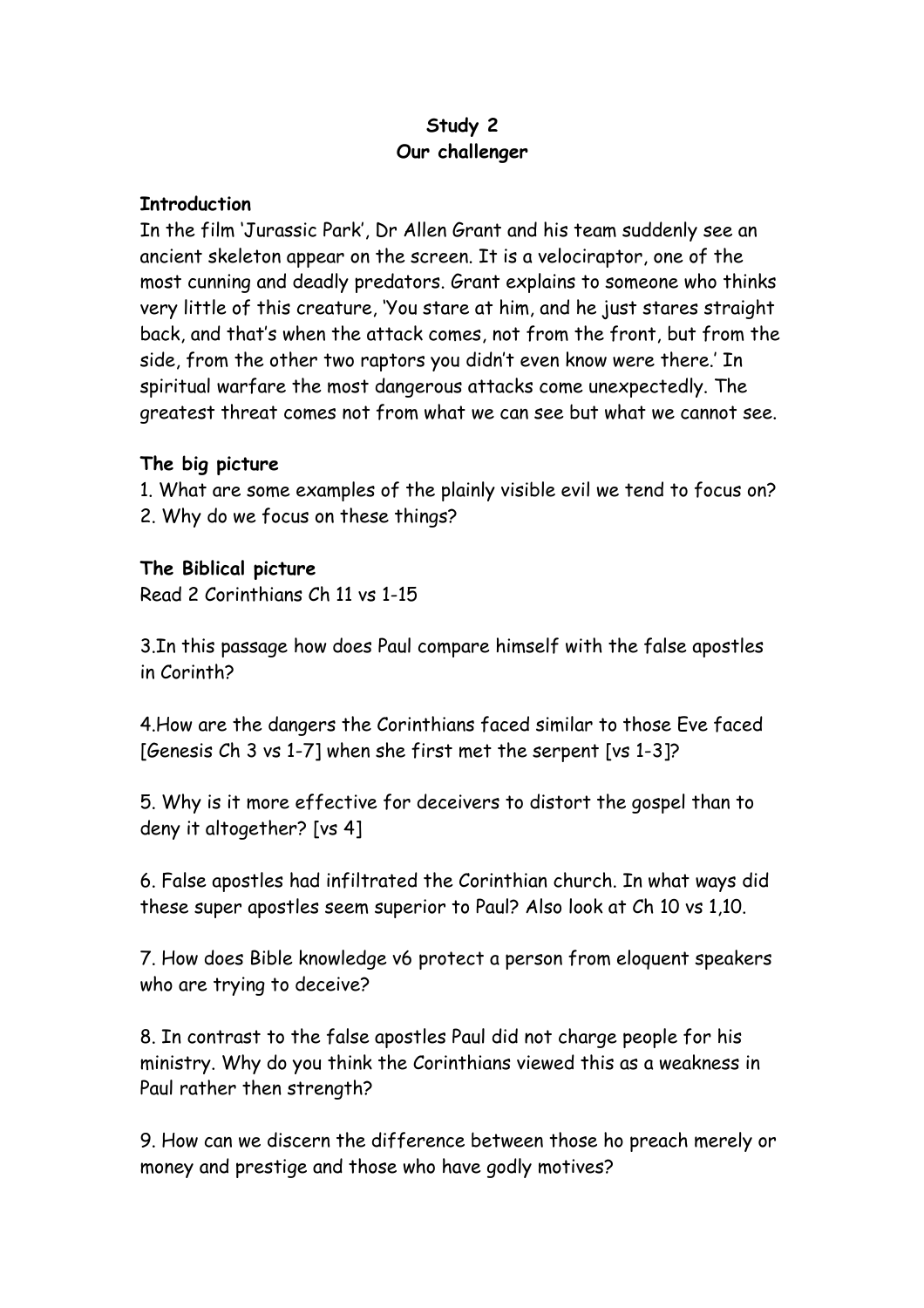**Study 2**
**Our challenger**

**Introduction**

In the film 'Jurassic Park', Dr Allen Grant and his team suddenly see an ancient skeleton appear on the screen. It is a velociraptor, one of the most cunning and deadly predators. Grant explains to someone who thinks very little of this creature, 'You stare at him, and he just stares straight back, and that's when the attack comes, not from the front, but from the side, from the other two raptors you didn't even know were there.' In spiritual warfare the most dangerous attacks come unexpectedly. The greatest threat comes not from what we can see but what we cannot see.

**The big picture**

1. What are some examples of the plainly visible evil we tend to focus on?
2. Why do we focus on these things?

**The Biblical picture**

Read 2 Corinthians Ch 11 vs 1-15

3.In this passage how does Paul compare himself with the false apostles in Corinth?

4.How are the dangers the Corinthians faced similar to those Eve faced [Genesis Ch 3 vs 1-7] when she first met the serpent [vs 1-3]?

5. Why is it more effective for deceivers to distort the gospel than to deny it altogether? [vs 4]

6. False apostles had infiltrated the Corinthian church. In what ways did these super apostles seem superior to Paul? Also look at Ch 10 vs 1,10.

7. How does Bible knowledge v6 protect a person from eloquent speakers who are trying to deceive?

8. In contrast to the false apostles Paul did not charge people for his ministry. Why do you think the Corinthians viewed this as a weakness in Paul rather then strength?

9. How can we discern the difference between those ho preach merely or money and prestige and those who have godly motives?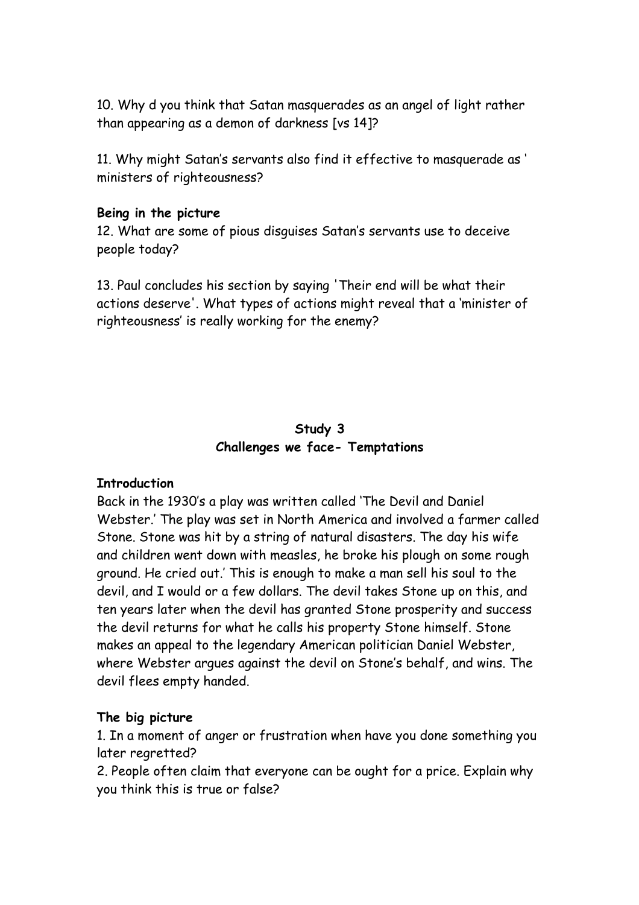10. Why d you think that Satan masquerades as an angel of light rather than appearing as a demon of darkness [vs 14]?

11. Why might Satan's servants also find it effective to masquerade as ' ministers of righteousness?

**Being in the picture**

12. What are some of pious disguises Satan's servants use to deceive people today?

13. Paul concludes his section by saying 'Their end will be what their actions deserve'. What types of actions might reveal that a 'minister of righteousness' is really working for the enemy?

## Study 3
## Challenges we face- Temptations

**Introduction**

Back in the 1930's a play was written called 'The Devil and Daniel Webster.' The play was set in North America and involved a farmer called Stone. Stone was hit by a string of natural disasters. The day his wife and children went down with measles, he broke his plough on some rough ground. He cried out.' This is enough to make a man sell his soul to the devil, and I would or a few dollars. The devil takes Stone up on this, and ten years later when the devil has granted Stone prosperity and success the devil returns for what he calls his property Stone himself. Stone makes an appeal to the legendary American politician Daniel Webster, where Webster argues against the devil on Stone's behalf, and wins. The devil flees empty handed.

**The big picture**

1. In a moment of anger or frustration when have you done something you later regretted?
2. People often claim that everyone can be ought for a price. Explain why you think this is true or false?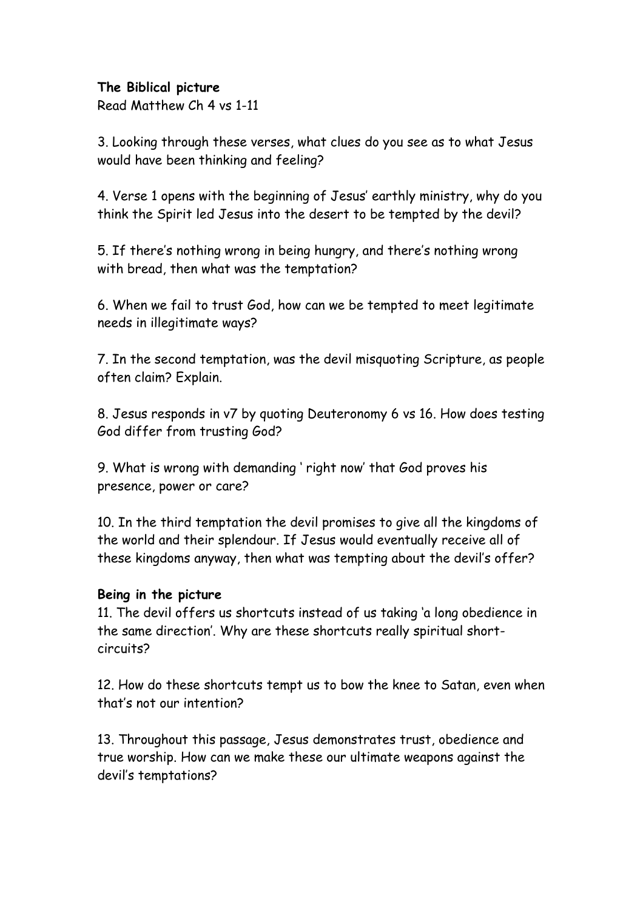**The Biblical picture**
Read Matthew Ch 4 vs 1-11

3. Looking through these verses, what clues do you see as to what Jesus would have been thinking and feeling?

4. Verse 1 opens with the beginning of Jesus' earthly ministry, why do you think the Spirit led Jesus into the desert to be tempted by the devil?

5. If there's nothing wrong in being hungry, and there's nothing wrong with bread, then what was the temptation?

6. When we fail to trust God, how can we be tempted to meet legitimate needs in illegitimate ways?

7. In the second temptation, was the devil misquoting Scripture, as people often claim? Explain.

8. Jesus responds in v7 by quoting Deuteronomy 6 vs 16. How does testing God differ from trusting God?

9. What is wrong with demanding ' right now' that God proves his presence, power or care?

10. In the third temptation the devil promises to give all the kingdoms of the world and their splendour. If Jesus would eventually receive all of these kingdoms anyway, then what was tempting about the devil's offer?

**Being in the picture**
11. The devil offers us shortcuts instead of us taking 'a long obedience in the same direction'. Why are these shortcuts really spiritual short-circuits?

12. How do these shortcuts tempt us to bow the knee to Satan, even when that's not our intention?

13. Throughout this passage, Jesus demonstrates trust, obedience and true worship. How can we make these our ultimate weapons against the devil's temptations?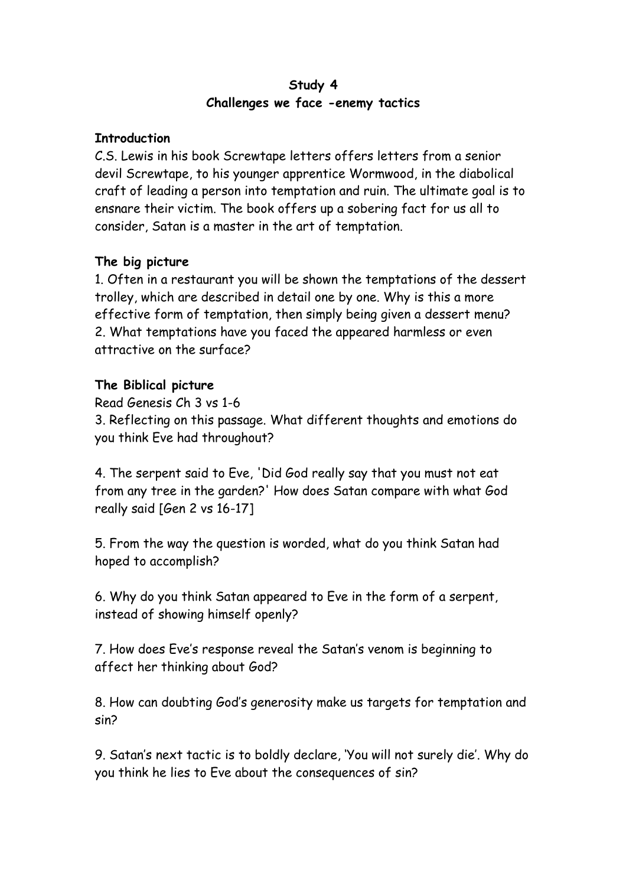**Study 4**
**Challenges we face -enemy tactics**

**Introduction**

C.S. Lewis in his book Screwtape letters offers letters from a senior devil Screwtape, to his younger apprentice Wormwood, in the diabolical craft of leading a person into temptation and ruin. The ultimate goal is to ensnare their victim. The book offers up a sobering fact for us all to consider, Satan is a master in the art of temptation.

**The big picture**

1. Often in a restaurant you will be shown the temptations of the dessert trolley, which are described in detail one by one. Why is this a more effective form of temptation, then simply being given a dessert menu?
2. What temptations have you faced the appeared harmless or even attractive on the surface?

**The Biblical picture**

Read Genesis Ch 3 vs 1-6

3. Reflecting on this passage. What different thoughts and emotions do you think Eve had throughout?

4. The serpent said to Eve, 'Did God really say that you must not eat from any tree in the garden?' How does Satan compare with what God really said [Gen 2 vs 16-17]

5. From the way the question is worded, what do you think Satan had hoped to accomplish?

6. Why do you think Satan appeared to Eve in the form of a serpent, instead of showing himself openly?

7. How does Eve's response reveal the Satan's venom is beginning to affect her thinking about God?

8. How can doubting God's generosity make us targets for temptation and sin?

9. Satan's next tactic is to boldly declare, 'You will not surely die'. Why do you think he lies to Eve about the consequences of sin?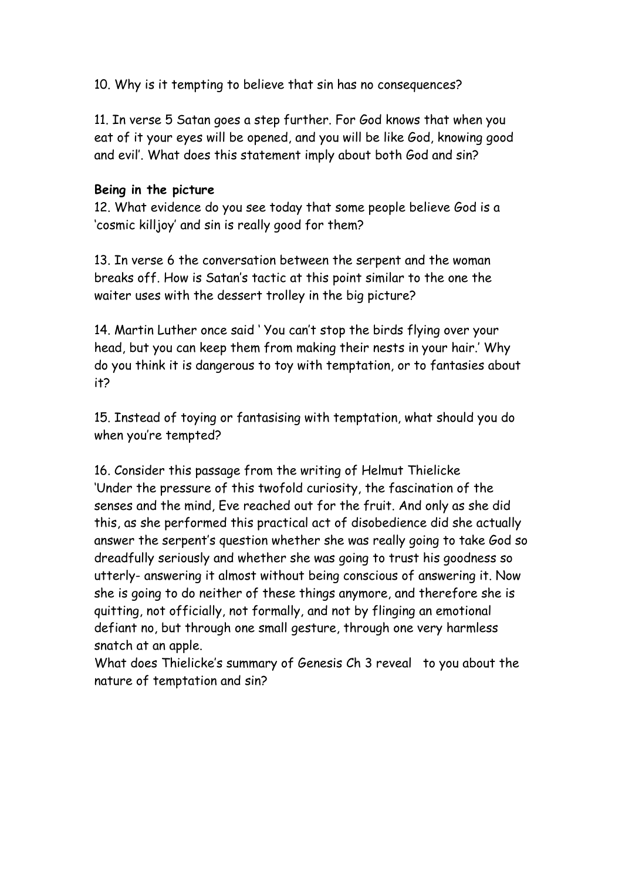10. Why is it tempting to believe that sin has no consequences?

11. In verse 5 Satan goes a step further. For God knows that when you eat of it your eyes will be opened, and you will be like God, knowing good and evil'. What does this statement imply about both God and sin?

**Being in the picture**

12. What evidence do you see today that some people believe God is a 'cosmic killjoy' and sin is really good for them?

13. In verse 6 the conversation between the serpent and the woman breaks off. How is Satan's tactic at this point similar to the one the waiter uses with the dessert trolley in the big picture?

14. Martin Luther once said ' You can't stop the birds flying over your head, but you can keep them from making their nests in your hair.' Why do you think it is dangerous to toy with temptation, or to fantasies about it?

15. Instead of toying or fantasising with temptation, what should you do when you're tempted?

16. Consider this passage from the writing of Helmut Thielicke

'Under the pressure of this twofold curiosity, the fascination of the senses and the mind, Eve reached out for the fruit. And only as she did this, as she performed this practical act of disobedience did she actually answer the serpent's question whether she was really going to take God so dreadfully seriously and whether she was going to trust his goodness so utterly- answering it almost without being conscious of answering it. Now she is going to do neither of these things anymore, and therefore she is quitting, not officially, not formally, and not by flinging an emotional defiant no, but through one small gesture, through one very harmless snatch at an apple.

What does Thielicke's summary of Genesis Ch 3 reveal to you about the nature of temptation and sin?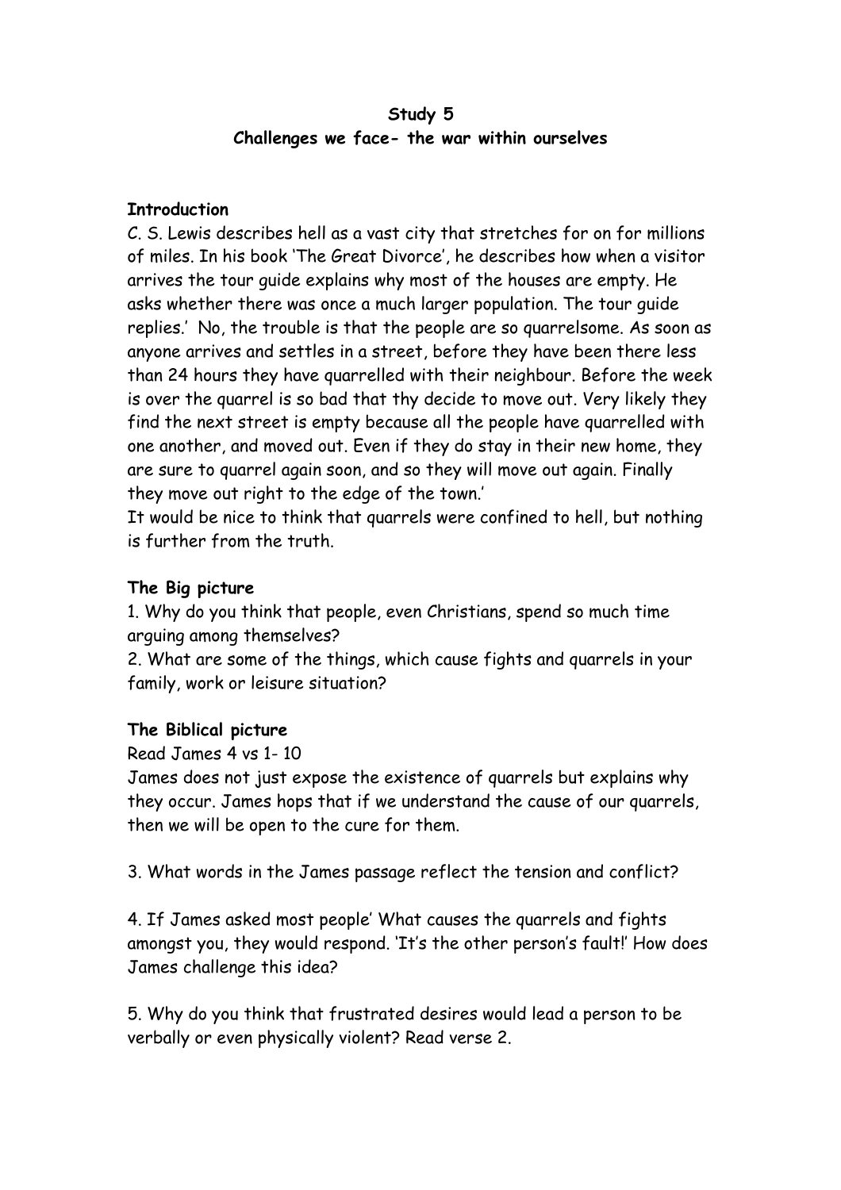**Study 5**

**Challenges we face- the war within ourselves**

**Introduction**

C. S. Lewis describes hell as a vast city that stretches for on for millions of miles. In his book 'The Great Divorce', he describes how when a visitor arrives the tour guide explains why most of the houses are empty. He asks whether there was once a much larger population. The tour guide replies.' No, the trouble is that the people are so quarrelsome. As soon as anyone arrives and settles in a street, before they have been there less than 24 hours they have quarrelled with their neighbour. Before the week is over the quarrel is so bad that thy decide to move out. Very likely they find the next street is empty because all the people have quarrelled with one another, and moved out. Even if they do stay in their new home, they are sure to quarrel again soon, and so they will move out again. Finally they move out right to the edge of the town.'

It would be nice to think that quarrels were confined to hell, but nothing is further from the truth.

**The Big picture**

1. Why do you think that people, even Christians, spend so much time arguing among themselves?
2. What are some of the things, which cause fights and quarrels in your family, work or leisure situation?

**The Biblical picture**

Read James 4 vs 1- 10

James does not just expose the existence of quarrels but explains why they occur. James hops that if we understand the cause of our quarrels, then we will be open to the cure for them.

3. What words in the James passage reflect the tension and conflict?

4. If James asked most people' What causes the quarrels and fights amongst you, they would respond. 'It's the other person's fault!' How does James challenge this idea?

5. Why do you think that frustrated desires would lead a person to be verbally or even physically violent? Read verse 2.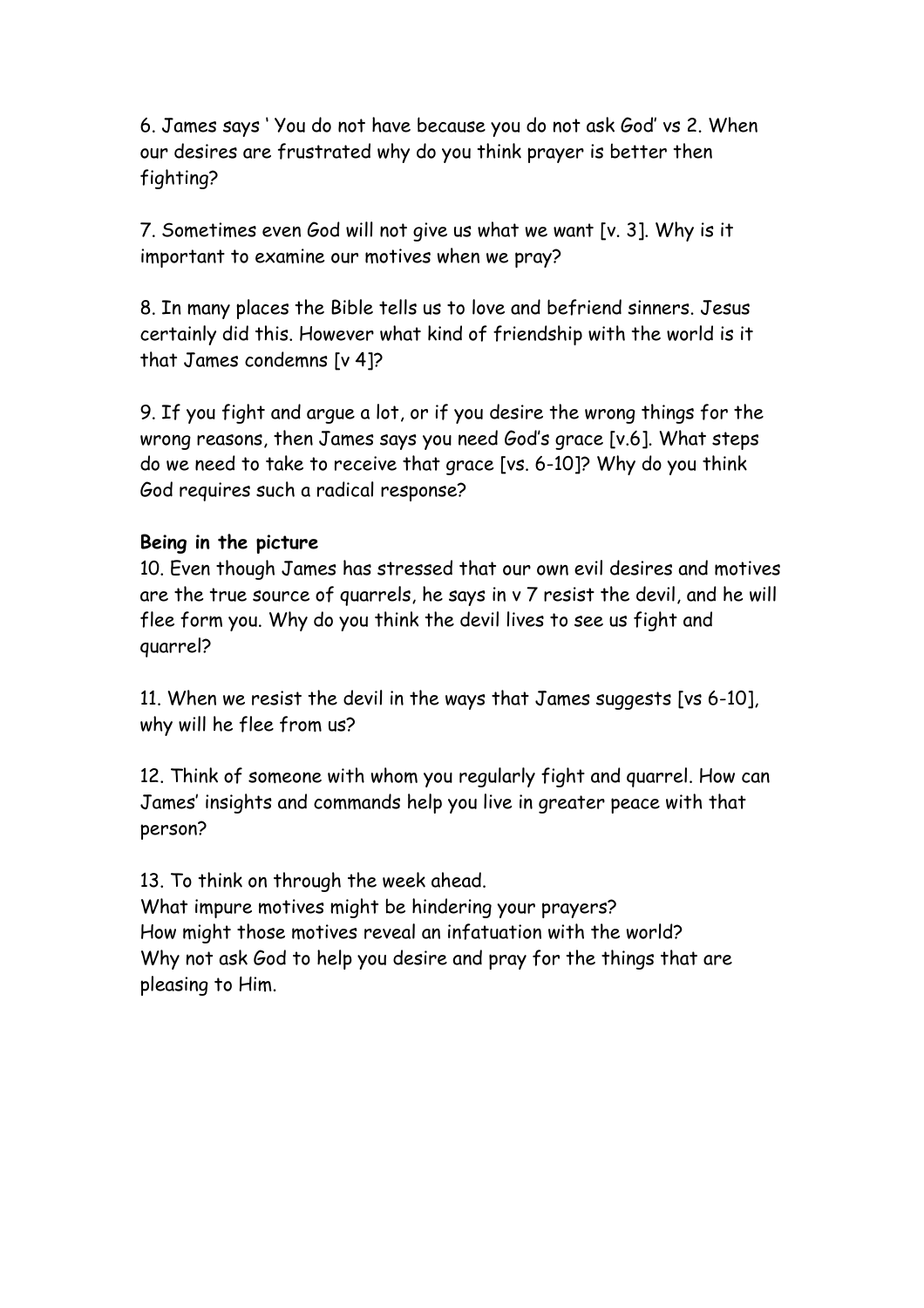6. James says ' You do not have because you do not ask God' vs 2. When our desires are frustrated why do you think prayer is better then fighting?

7. Sometimes even God will not give us what we want [v. 3]. Why is it important to examine our motives when we pray?

8. In many places the Bible tells us to love and befriend sinners. Jesus certainly did this. However what kind of friendship with the world is it that James condemns [v 4]?

9. If you fight and argue a lot, or if you desire the wrong things for the wrong reasons, then James says you need God's grace [v.6]. What steps do we need to take to receive that grace [vs. 6-10]? Why do you think God requires such a radical response?

**Being in the picture**

10. Even though James has stressed that our own evil desires and motives are the true source of quarrels, he says in v 7 resist the devil, and he will flee form you. Why do you think the devil lives to see us fight and quarrel?

11. When we resist the devil in the ways that James suggests [vs 6-10], why will he flee from us?

12. Think of someone with whom you regularly fight and quarrel. How can James' insights and commands help you live in greater peace with that person?

13. To think on through the week ahead.
What impure motives might be hindering your prayers?
How might those motives reveal an infatuation with the world?
Why not ask God to help you desire and pray for the things that are pleasing to Him.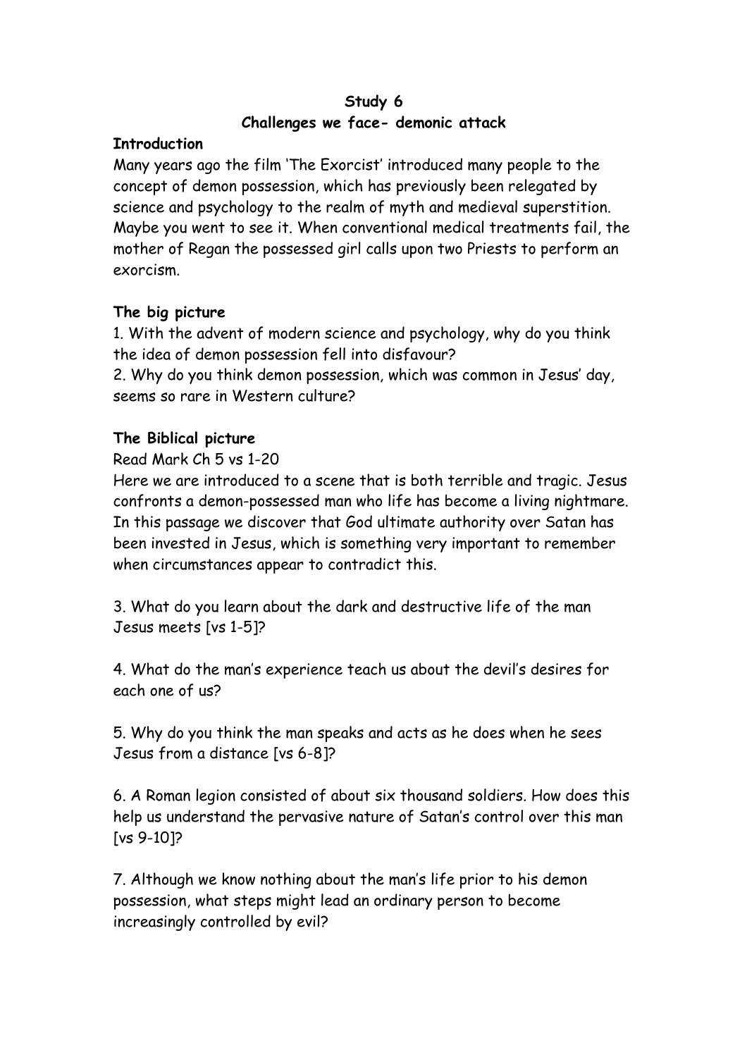# Study 6

## Challenges we face- demonic attack

**Introduction**

Many years ago the film 'The Exorcist' introduced many people to the concept of demon possession, which has previously been relegated by science and psychology to the realm of myth and medieval superstition. Maybe you went to see it. When conventional medical treatments fail, the mother of Regan the possessed girl calls upon two Priests to perform an exorcism.

**The big picture**

1. With the advent of modern science and psychology, why do you think the idea of demon possession fell into disfavour?
2. Why do you think demon possession, which was common in Jesus' day, seems so rare in Western culture?

**The Biblical picture**

Read Mark Ch 5 vs 1-20

Here we are introduced to a scene that is both terrible and tragic. Jesus confronts a demon-possessed man who life has become a living nightmare. In this passage we discover that God ultimate authority over Satan has been invested in Jesus, which is something very important to remember when circumstances appear to contradict this.

3. What do you learn about the dark and destructive life of the man Jesus meets [vs 1-5]?

4. What do the man's experience teach us about the devil's desires for each one of us?

5. Why do you think the man speaks and acts as he does when he sees Jesus from a distance [vs 6-8]?

6. A Roman legion consisted of about six thousand soldiers. How does this help us understand the pervasive nature of Satan's control over this man [vs 9-10]?

7. Although we know nothing about the man's life prior to his demon possession, what steps might lead an ordinary person to become increasingly controlled by evil?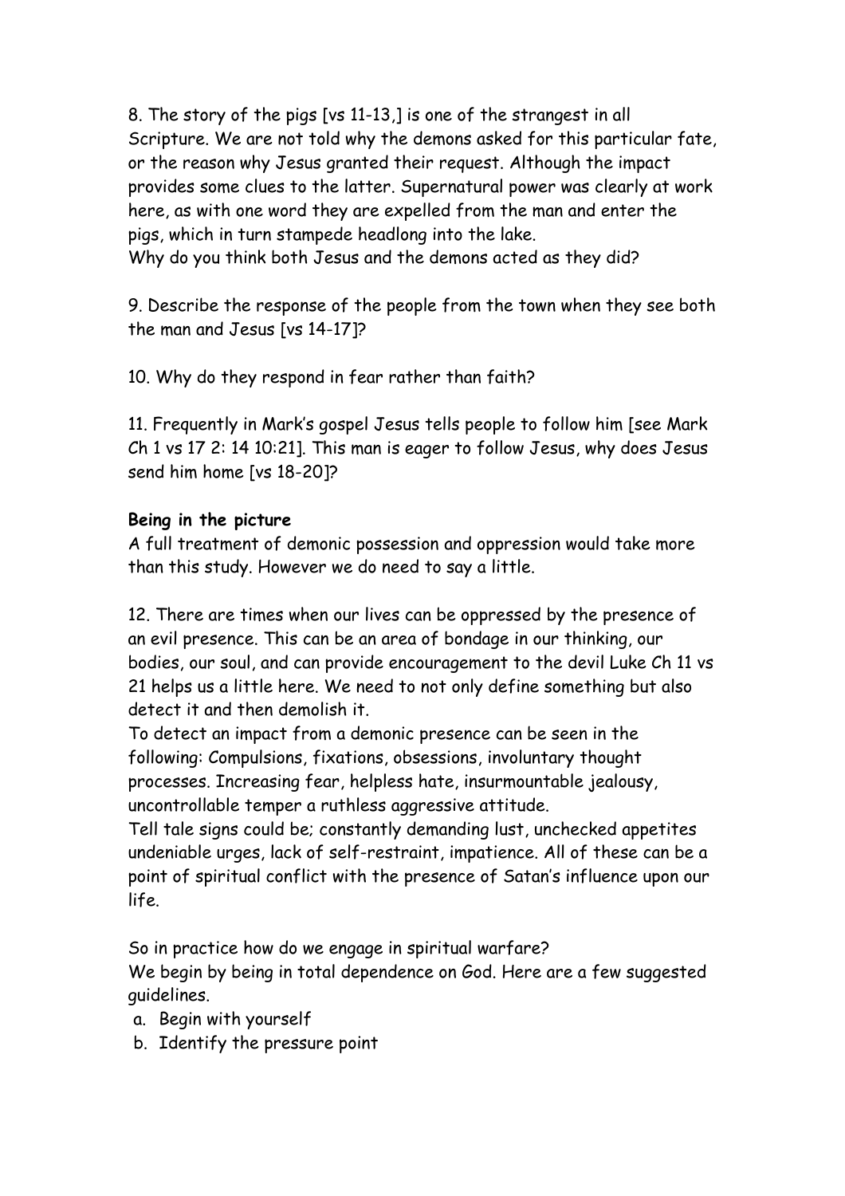8. The story of the pigs [vs 11-13,] is one of the strangest in all Scripture. We are not told why the demons asked for this particular fate, or the reason why Jesus granted their request. Although the impact provides some clues to the latter. Supernatural power was clearly at work here, as with one word they are expelled from the man and enter the pigs, which in turn stampede headlong into the lake.
Why do you think both Jesus and the demons acted as they did?

9. Describe the response of the people from the town when they see both the man and Jesus [vs 14-17]?

10. Why do they respond in fear rather than faith?

11. Frequently in Mark's gospel Jesus tells people to follow him [see Mark Ch 1 vs 17 2: 14 10:21]. This man is eager to follow Jesus, why does Jesus send him home [vs 18-20]?

**Being in the picture**

A full treatment of demonic possession and oppression would take more than this study. However we do need to say a little.

12. There are times when our lives can be oppressed by the presence of an evil presence. This can be an area of bondage in our thinking, our bodies, our soul, and can provide encouragement to the devil Luke Ch 11 vs 21 helps us a little here. We need to not only define something but also detect it and then demolish it.
To detect an impact from a demonic presence can be seen in the following: Compulsions, fixations, obsessions, involuntary thought processes. Increasing fear, helpless hate, insurmountable jealousy, uncontrollable temper a ruthless aggressive attitude.
Tell tale signs could be; constantly demanding lust, unchecked appetites undeniable urges, lack of self-restraint, impatience. All of these can be a point of spiritual conflict with the presence of Satan's influence upon our life.

So in practice how do we engage in spiritual warfare?
We begin by being in total dependence on God. Here are a few suggested guidelines.

a. Begin with yourself
b. Identify the pressure point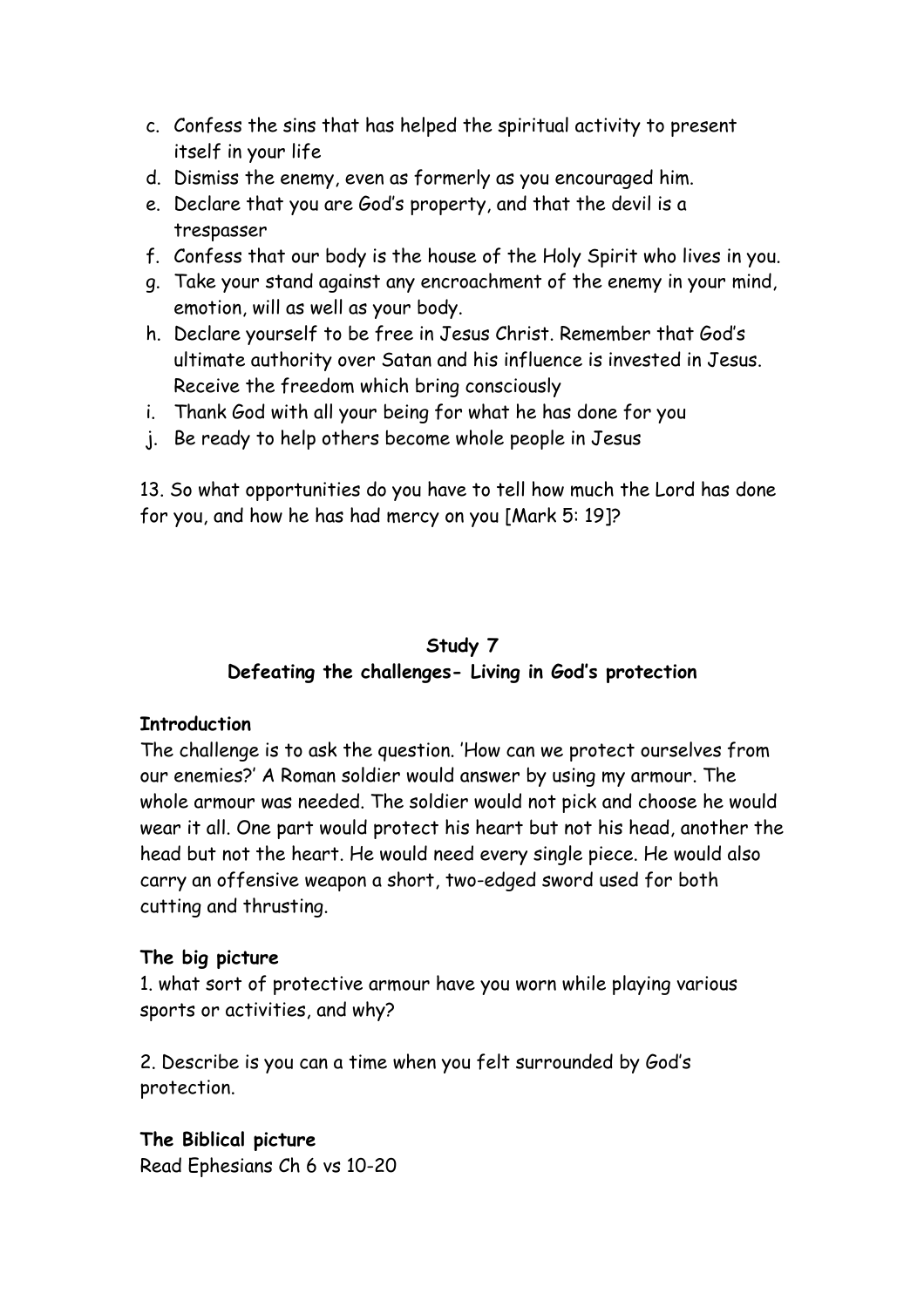c. Confess the sins that has helped the spiritual activity to present itself in your life
d. Dismiss the enemy, even as formerly as you encouraged him.
e. Declare that you are God's property, and that the devil is a trespasser
f. Confess that our body is the house of the Holy Spirit who lives in you.
g. Take your stand against any encroachment of the enemy in your mind, emotion, will as well as your body.
h. Declare yourself to be free in Jesus Christ. Remember that God's ultimate authority over Satan and his influence is invested in Jesus. Receive the freedom which bring consciously
i. Thank God with all your being for what he has done for you
j. Be ready to help others become whole people in Jesus

13. So what opportunities do you have to tell how much the Lord has done for you, and how he has had mercy on you [Mark 5: 19]?

## Study 7
## Defeating the challenges- Living in God's protection

**Introduction**

The challenge is to ask the question. 'How can we protect ourselves from our enemies?' A Roman soldier would answer by using my armour. The whole armour was needed. The soldier would not pick and choose he would wear it all. One part would protect his heart but not his head, another the head but not the heart. He would need every single piece. He would also carry an offensive weapon a short, two-edged sword used for both cutting and thrusting.

**The big picture**

1. what sort of protective armour have you worn while playing various sports or activities, and why?

2. Describe is you can a time when you felt surrounded by God's protection.

**The Biblical picture**

Read Ephesians Ch 6 vs 10-20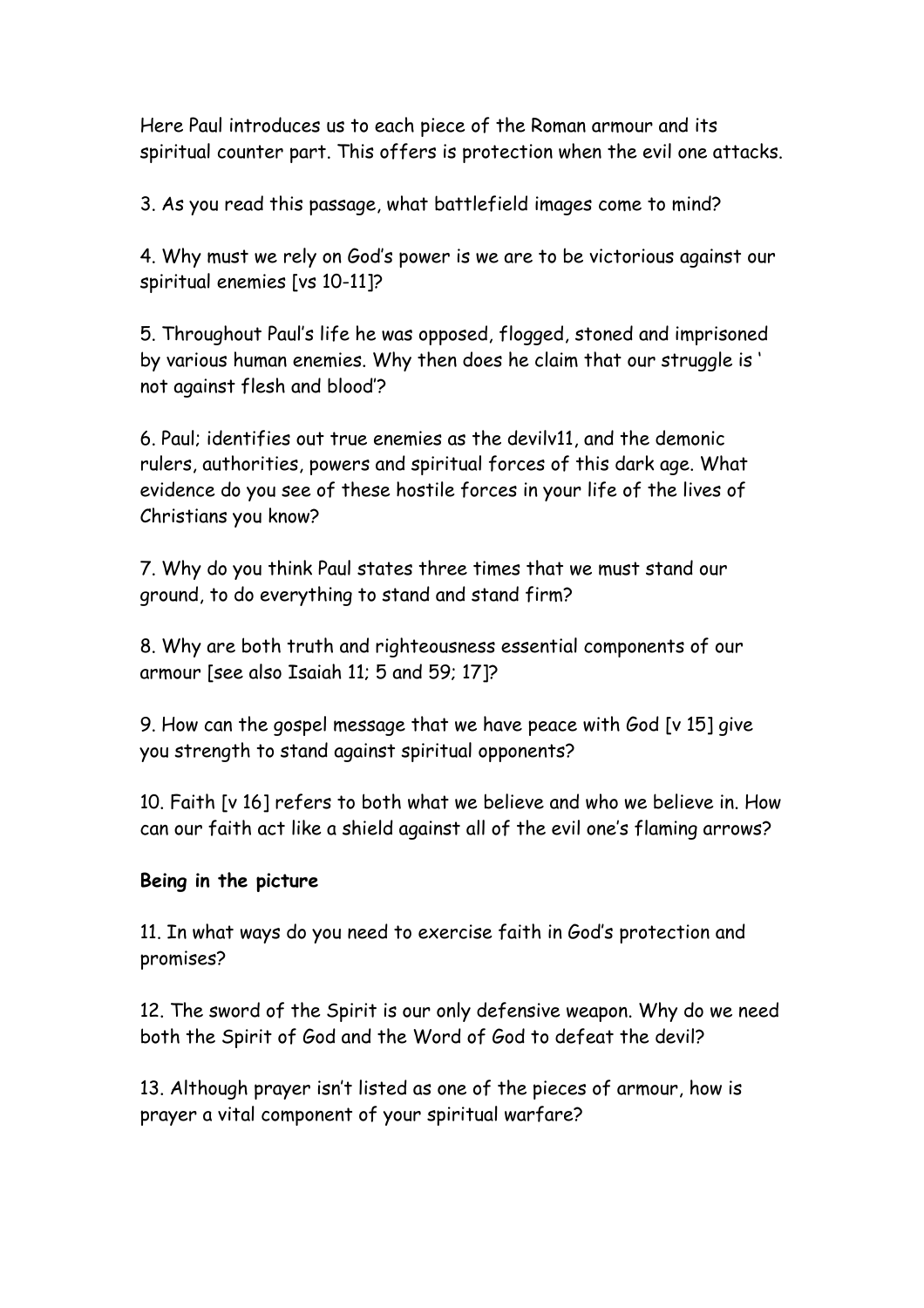Here Paul introduces us to each piece of the Roman armour and its spiritual counter part. This offers is protection when the evil one attacks.

3. As you read this passage, what battlefield images come to mind?

4. Why must we rely on God's power is we are to be victorious against our spiritual enemies [vs 10-11]?

5. Throughout Paul's life he was opposed, flogged, stoned and imprisoned by various human enemies. Why then does he claim that our struggle is ' not against flesh and blood'?

6. Paul; identifies out true enemies as the devilv11, and the demonic rulers, authorities, powers and spiritual forces of this dark age. What evidence do you see of these hostile forces in your life of the lives of Christians you know?

7. Why do you think Paul states three times that we must stand our ground, to do everything to stand and stand firm?

8. Why are both truth and righteousness essential components of our armour [see also Isaiah 11; 5 and 59; 17]?

9. How can the gospel message that we have peace with God [v 15] give you strength to stand against spiritual opponents?

10. Faith [v 16] refers to both what we believe and who we believe in. How can our faith act like a shield against all of the evil one's flaming arrows?

**Being in the picture**

11. In what ways do you need to exercise faith in God's protection and promises?

12. The sword of the Spirit is our only defensive weapon. Why do we need both the Spirit of God and the Word of God to defeat the devil?

13. Although prayer isn't listed as one of the pieces of armour, how is prayer a vital component of your spiritual warfare?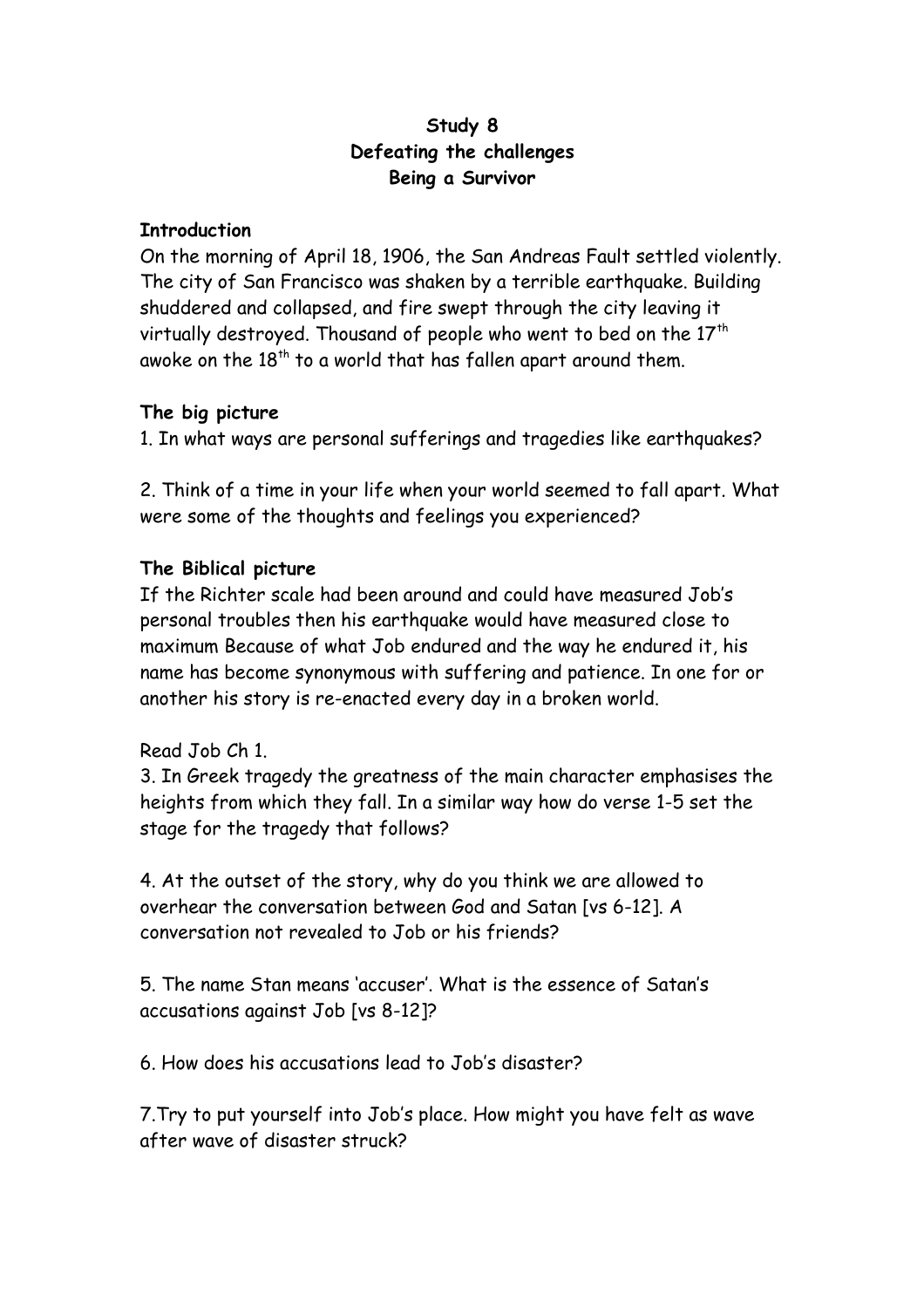**Study 8**
**Defeating the challenges**
**Being a Survivor**

**Introduction**

On the morning of April 18, 1906, the San Andreas Fault settled violently. The city of San Francisco was shaken by a terrible earthquake. Building shuddered and collapsed, and fire swept through the city leaving it virtually destroyed. Thousand of people who went to bed on the 17th awoke on the 18th to a world that has fallen apart around them.

**The big picture**

1. In what ways are personal sufferings and tragedies like earthquakes?

2. Think of a time in your life when your world seemed to fall apart. What were some of the thoughts and feelings you experienced?

**The Biblical picture**

If the Richter scale had been around and could have measured Job's personal troubles then his earthquake would have measured close to maximum Because of what Job endured and the way he endured it, his name has become synonymous with suffering and patience. In one for or another his story is re-enacted every day in a broken world.

Read Job Ch 1.

3. In Greek tragedy the greatness of the main character emphasises the heights from which they fall. In a similar way how do verse 1-5 set the stage for the tragedy that follows?

4. At the outset of the story, why do you think we are allowed to overhear the conversation between God and Satan [vs 6-12]. A conversation not revealed to Job or his friends?

5. The name Stan means 'accuser'. What is the essence of Satan's accusations against Job [vs 8-12]?

6. How does his accusations lead to Job's disaster?

7.Try to put yourself into Job's place. How might you have felt as wave after wave of disaster struck?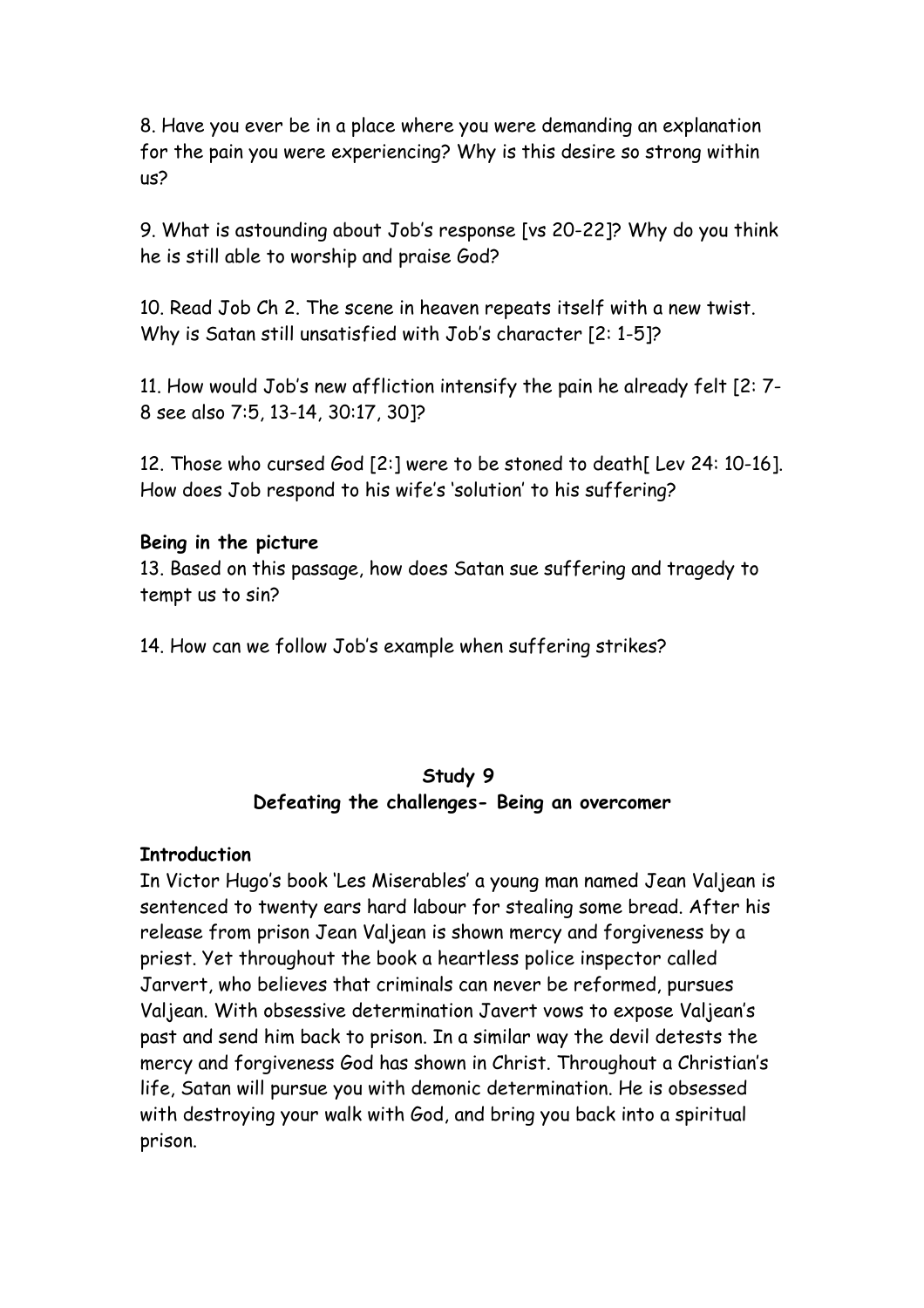8. Have you ever be in a place where you were demanding an explanation for the pain you were experiencing? Why is this desire so strong within us?

9. What is astounding about Job's response [vs 20-22]? Why do you think he is still able to worship and praise God?

10. Read Job Ch 2. The scene in heaven repeats itself with a new twist. Why is Satan still unsatisfied with Job's character [2: 1-5]?

11. How would Job's new affliction intensify the pain he already felt [2: 7-8 see also 7:5, 13-14, 30:17, 30]?

12. Those who cursed God [2:] were to be stoned to death[ Lev 24: 10-16]. How does Job respond to his wife's 'solution' to his suffering?

**Being in the picture**

13. Based on this passage, how does Satan sue suffering and tragedy to tempt us to sin?

14. How can we follow Job's example when suffering strikes?

## Study 9
### Defeating the challenges- Being an overcomer

**Introduction**

In Victor Hugo's book 'Les Miserables' a young man named Jean Valjean is sentenced to twenty ears hard labour for stealing some bread. After his release from prison Jean Valjean is shown mercy and forgiveness by a priest. Yet throughout the book a heartless police inspector called Jarvert, who believes that criminals can never be reformed, pursues Valjean. With obsessive determination Javert vows to expose Valjean's past and send him back to prison. In a similar way the devil detests the mercy and forgiveness God has shown in Christ. Throughout a Christian's life, Satan will pursue you with demonic determination. He is obsessed with destroying your walk with God, and bring you back into a spiritual prison.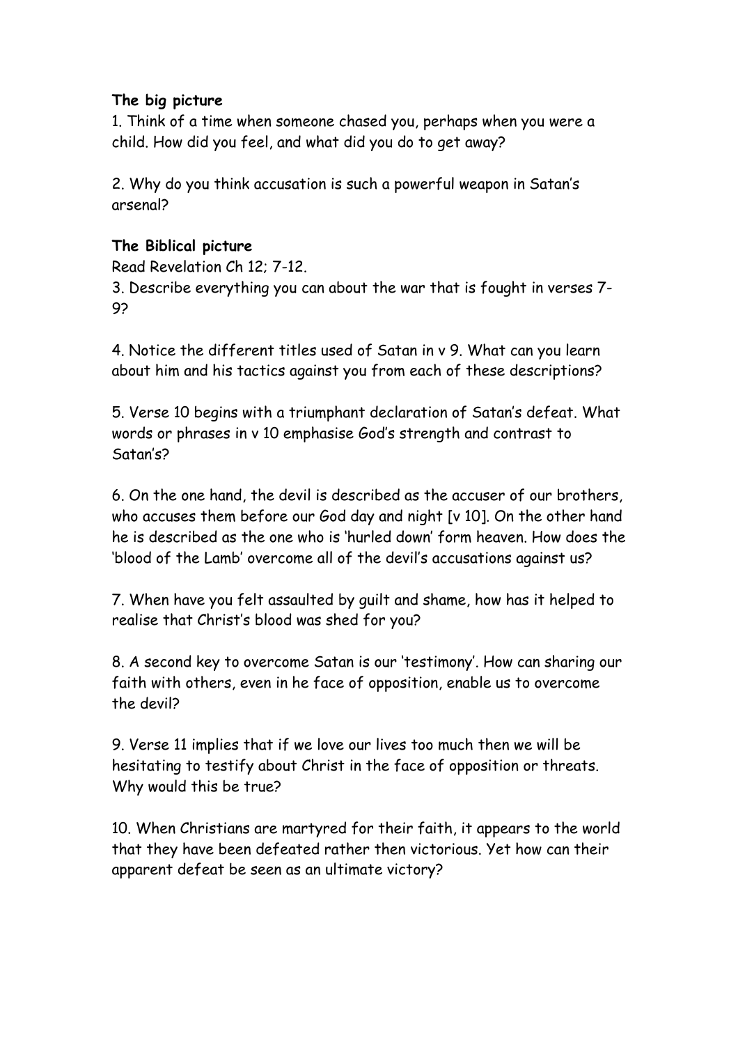**The big picture**

1. Think of a time when someone chased you, perhaps when you were a child. How did you feel, and what did you do to get away?

2. Why do you think accusation is such a powerful weapon in Satan's arsenal?

**The Biblical picture**

Read Revelation Ch 12; 7-12.

3. Describe everything you can about the war that is fought in verses 7-9?

4. Notice the different titles used of Satan in v 9. What can you learn about him and his tactics against you from each of these descriptions?

5. Verse 10 begins with a triumphant declaration of Satan's defeat. What words or phrases in v 10 emphasise God's strength and contrast to Satan's?

6. On the one hand, the devil is described as the accuser of our brothers, who accuses them before our God day and night [v 10]. On the other hand he is described as the one who is 'hurled down' form heaven. How does the 'blood of the Lamb' overcome all of the devil's accusations against us?

7. When have you felt assaulted by guilt and shame, how has it helped to realise that Christ's blood was shed for you?

8. A second key to overcome Satan is our 'testimony'. How can sharing our faith with others, even in he face of opposition, enable us to overcome the devil?

9. Verse 11 implies that if we love our lives too much then we will be hesitating to testify about Christ in the face of opposition or threats. Why would this be true?

10. When Christians are martyred for their faith, it appears to the world that they have been defeated rather then victorious. Yet how can their apparent defeat be seen as an ultimate victory?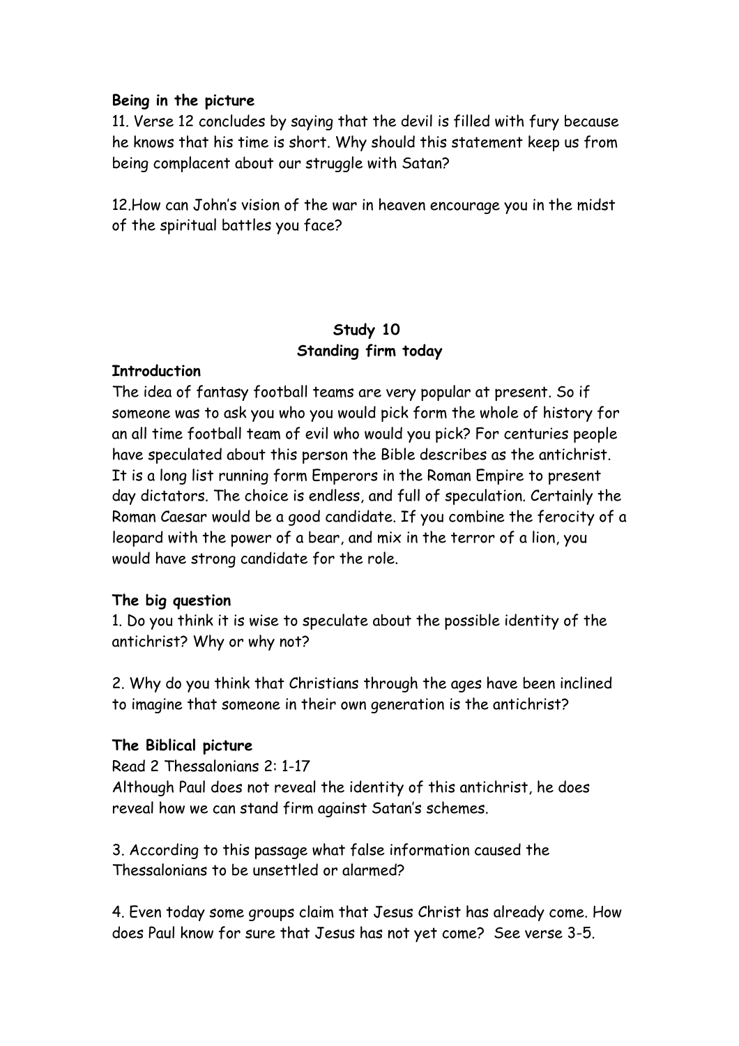**Being in the picture**

11. Verse 12 concludes by saying that the devil is filled with fury because he knows that his time is short. Why should this statement keep us from being complacent about our struggle with Satan?

12.How can John's vision of the war in heaven encourage you in the midst of the spiritual battles you face?

## Study 10
## Standing firm today

**Introduction**

The idea of fantasy football teams are very popular at present. So if someone was to ask you who you would pick form the whole of history for an all time football team of evil who would you pick? For centuries people have speculated about this person the Bible describes as the antichrist. It is a long list running form Emperors in the Roman Empire to present day dictators. The choice is endless, and full of speculation. Certainly the Roman Caesar would be a good candidate. If you combine the ferocity of a leopard with the power of a bear, and mix in the terror of a lion, you would have strong candidate for the role.

**The big question**

1. Do you think it is wise to speculate about the possible identity of the antichrist? Why or why not?

2. Why do you think that Christians through the ages have been inclined to imagine that someone in their own generation is the antichrist?

**The Biblical picture**

Read 2 Thessalonians 2: 1-17

Although Paul does not reveal the identity of this antichrist, he does reveal how we can stand firm against Satan's schemes.

3. According to this passage what false information caused the Thessalonians to be unsettled or alarmed?

4. Even today some groups claim that Jesus Christ has already come. How does Paul know for sure that Jesus has not yet come? See verse 3-5.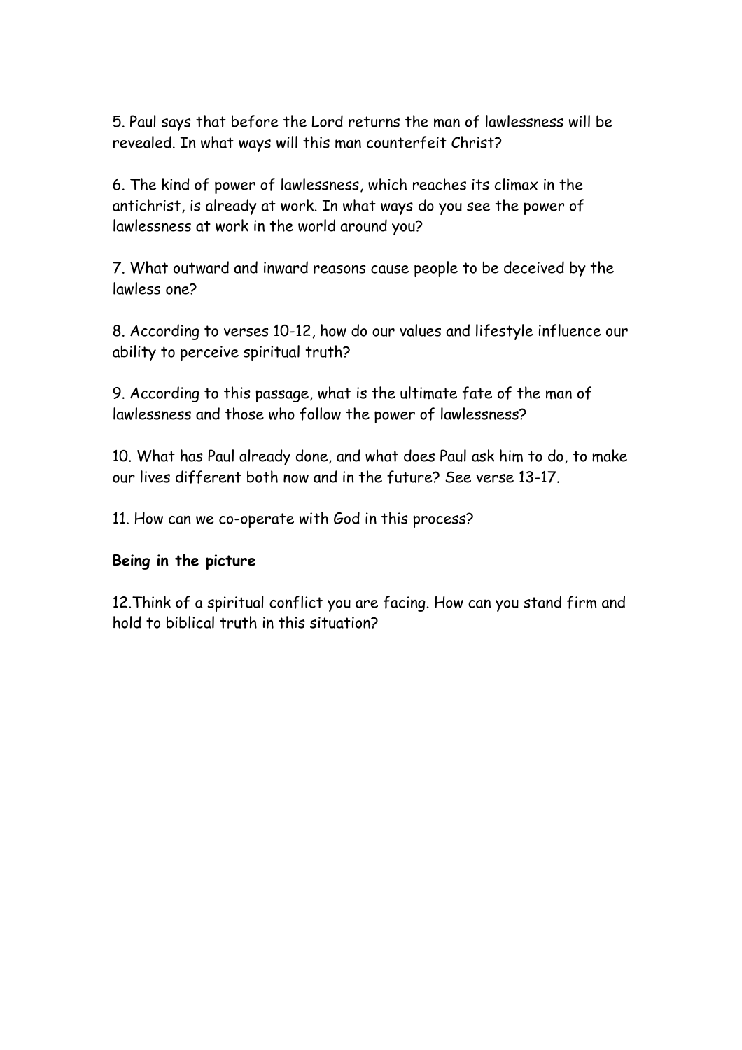5. Paul says that before the Lord returns the man of lawlessness will be revealed. In what ways will this man counterfeit Christ?

6. The kind of power of lawlessness, which reaches its climax in the antichrist, is already at work. In what ways do you see the power of lawlessness at work in the world around you?

7. What outward and inward reasons cause people to be deceived by the lawless one?

8. According to verses 10-12, how do our values and lifestyle influence our ability to perceive spiritual truth?

9. According to this passage, what is the ultimate fate of the man of lawlessness and those who follow the power of lawlessness?

10. What has Paul already done, and what does Paul ask him to do, to make our lives different both now and in the future? See verse 13-17.

11. How can we co-operate with God in this process?

**Being in the picture**

12.Think of a spiritual conflict you are facing. How can you stand firm and hold to biblical truth in this situation?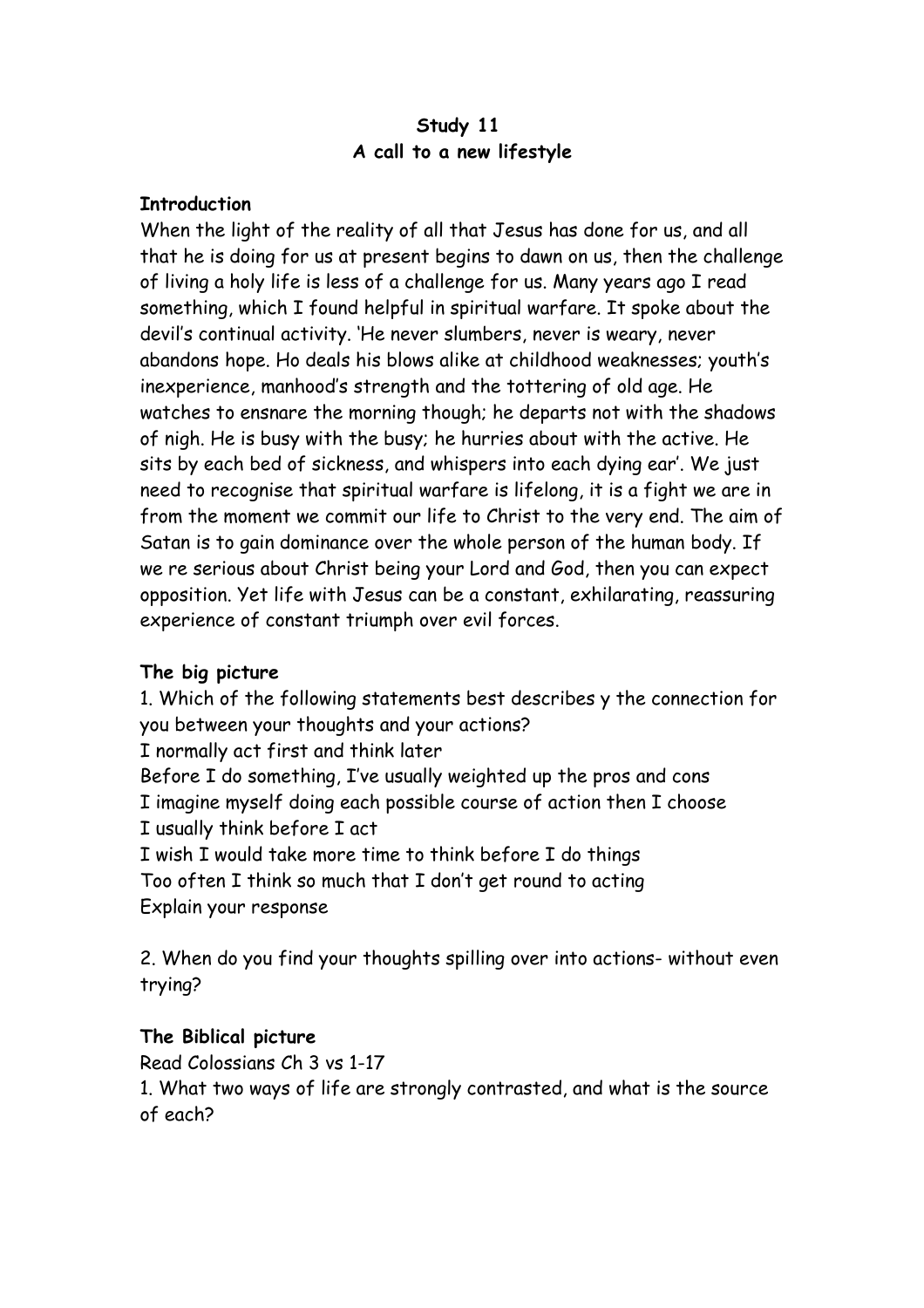**Study 11**
**A call to a new lifestyle**

**Introduction**

When the light of the reality of all that Jesus has done for us, and all that he is doing for us at present begins to dawn on us, then the challenge of living a holy life is less of a challenge for us. Many years ago I read something, which I found helpful in spiritual warfare. It spoke about the devil's continual activity. 'He never slumbers, never is weary, never abandons hope. Ho deals his blows alike at childhood weaknesses; youth's inexperience, manhood's strength and the tottering of old age. He watches to ensnare the morning though; he departs not with the shadows of nigh. He is busy with the busy; he hurries about with the active. He sits by each bed of sickness, and whispers into each dying ear'. We just need to recognise that spiritual warfare is lifelong, it is a fight we are in from the moment we commit our life to Christ to the very end. The aim of Satan is to gain dominance over the whole person of the human body. If we re serious about Christ being your Lord and God, then you can expect opposition. Yet life with Jesus can be a constant, exhilarating, reassuring experience of constant triumph over evil forces.

**The big picture**

1. Which of the following statements best describes y the connection for you between your thoughts and your actions?
I normally act first and think later
Before I do something, I've usually weighted up the pros and cons
I imagine myself doing each possible course of action then I choose
I usually think before I act
I wish I would take more time to think before I do things
Too often I think so much that I don't get round to acting
Explain your response

2. When do you find your thoughts spilling over into actions- without even trying?

**The Biblical picture**

Read Colossians Ch 3 vs 1-17
1. What two ways of life are strongly contrasted, and what is the source of each?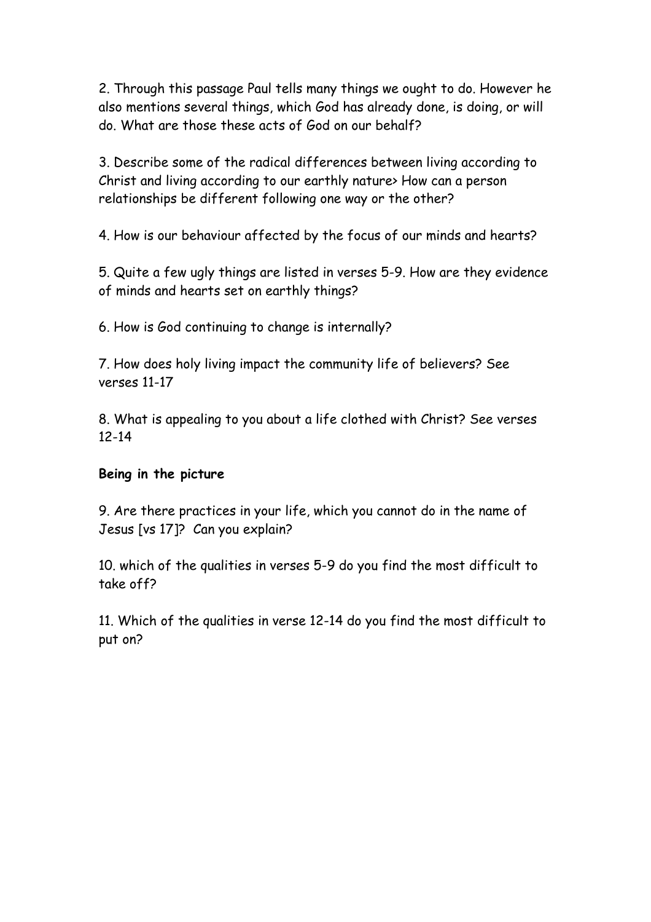2. Through this passage Paul tells many things we ought to do. However he also mentions several things, which God has already done, is doing, or will do. What are those these acts of God on our behalf?

3. Describe some of the radical differences between living according to Christ and living according to our earthly nature> How can a person relationships be different following one way or the other?

4. How is our behaviour affected by the focus of our minds and hearts?

5. Quite a few ugly things are listed in verses 5-9. How are they evidence of minds and hearts set on earthly things?

6. How is God continuing to change is internally?

7. How does holy living impact the community life of believers? See verses 11-17

8. What is appealing to you about a life clothed with Christ? See verses 12-14

**Being in the picture**

9. Are there practices in your life, which you cannot do in the name of Jesus [vs 17]? Can you explain?

10. which of the qualities in verses 5-9 do you find the most difficult to take off?

11. Which of the qualities in verse 12-14 do you find the most difficult to put on?